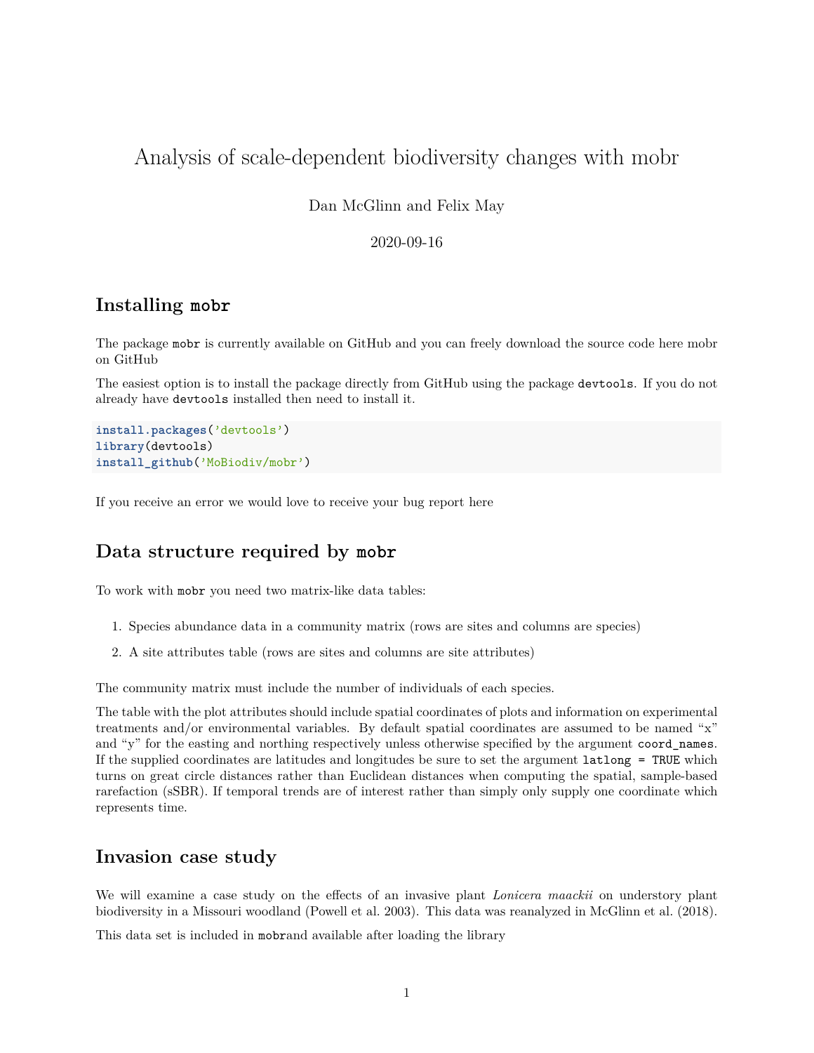# Analysis of scale-dependent biodiversity changes with mobr

Dan McGlinn and Felix May

2020-09-16

## Installing `mobr`

The package `mobr` is currently available on GitHub and you can freely download the source code here mobr on GitHub

The easiest option is to install the package directly from GitHub using the package `devtools`. If you do not already have `devtools` installed then need to install it.

```
install.packages('devtools')
library(devtools)
install_github('MoBiodiv/mobr')
```

If you receive an error we would love to receive your bug report here

## Data structure required by `mobr`

To work with `mobr` you need two matrix-like data tables:

1. Species abundance data in a community matrix (rows are sites and columns are species)
2. A site attributes table (rows are sites and columns are site attributes)

The community matrix must include the number of individuals of each species.

The table with the plot attributes should include spatial coordinates of plots and information on experimental treatments and/or environmental variables. By default spatial coordinates are assumed to be named "x" and "y" for the easting and northing respectively unless otherwise specified by the argument `coord_names`. If the supplied coordinates are latitudes and longitudes be sure to set the argument `latlong = TRUE` which turns on great circle distances rather than Euclidean distances when computing the spatial, sample-based rarefaction (sSBR). If temporal trends are of interest rather than simply only supply one coordinate which represents time.

## Invasion case study

We will examine a case study on the effects of an invasive plant *Lonicera maackii* on understory plant biodiversity in a Missouri woodland (Powell et al. 2003). This data was reanalyzed in McGlinn et al. (2018).

This data set is included in `mobr`and available after loading the library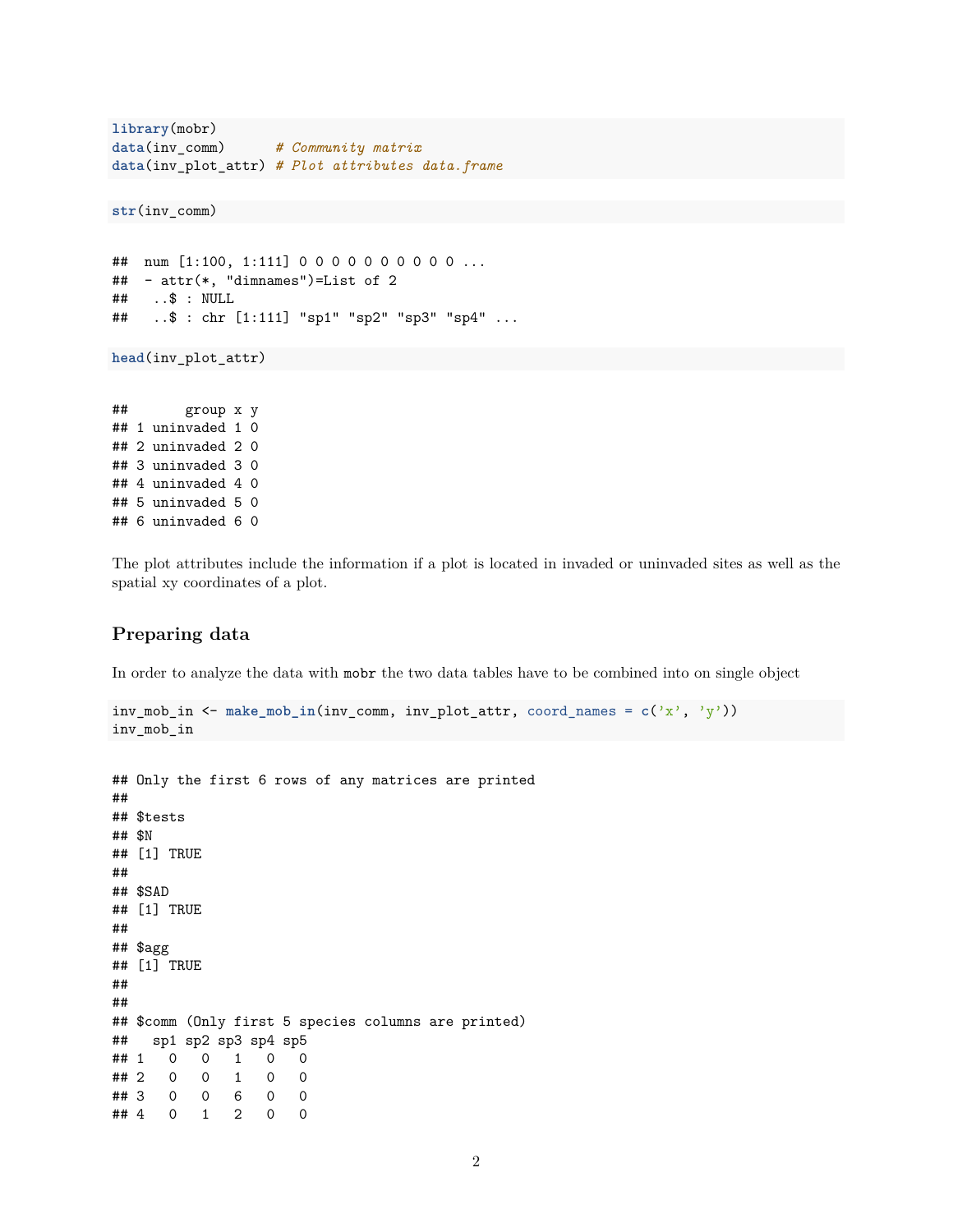```r
library(mobr)
data(inv_comm)      # Community matrix
data(inv_plot_attr) # Plot attributes data.frame
```

```r
str(inv_comm)
```

```
##  num [1:100, 1:111] 0 0 0 0 0 0 0 0 0 0 ...
##  - attr(*, "dimnames")=List of 2
##   ..$ : NULL
##   ..$ : chr [1:111] "sp1" "sp2" "sp3" "sp4" ...
```

```r
head(inv_plot_attr)
```

```
##       group x y
## 1 uninvaded 1 0
## 2 uninvaded 2 0
## 3 uninvaded 3 0
## 4 uninvaded 4 0
## 5 uninvaded 5 0
## 6 uninvaded 6 0
```

The plot attributes include the information if a plot is located in invaded or uninvaded sites as well as the spatial xy coordinates of a plot.

## Preparing data

In order to analyze the data with `mobr` the two data tables have to be combined into on single object

```r
inv_mob_in <- make_mob_in(inv_comm, inv_plot_attr, coord_names = c('x', 'y'))
inv_mob_in
```

```
## Only the first 6 rows of any matrices are printed
##
## $tests
## $N
## [1] TRUE
##
## $SAD
## [1] TRUE
##
## $agg
## [1] TRUE
##
##
## $comm (Only first 5 species columns are printed)
##   sp1 sp2 sp3 sp4 sp5
## 1   0   0   1   0   0
## 2   0   0   1   0   0
## 3   0   0   6   0   0
## 4   0   1   2   0   0
```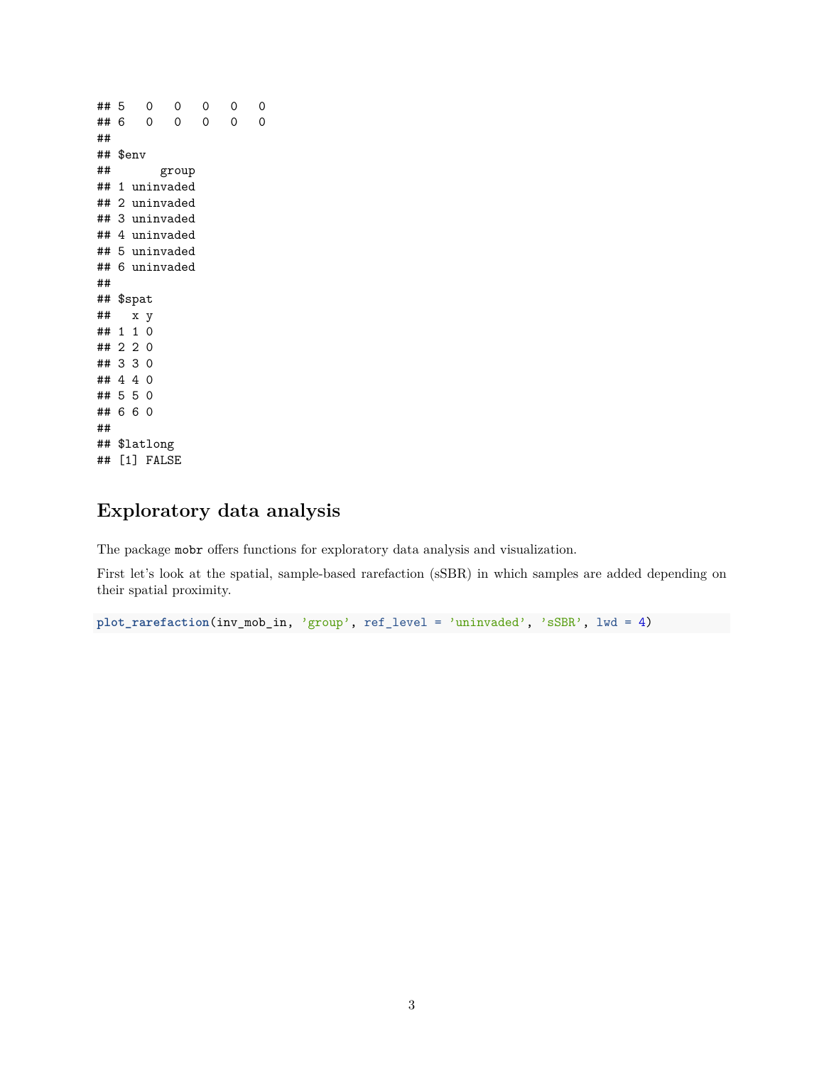```
## 5   0   0   0   0   0
## 6   0   0   0   0   0
##
## $env
##       group
## 1 uninvaded
## 2 uninvaded
## 3 uninvaded
## 4 uninvaded
## 5 uninvaded
## 6 uninvaded
##
## $spat
##   x y
## 1 1 0
## 2 2 0
## 3 3 0
## 4 4 0
## 5 5 0
## 6 6 0
##
## $latlong
## [1] FALSE
```

## Exploratory data analysis

The package `mobr` offers functions for exploratory data analysis and visualization.

First let's look at the spatial, sample-based rarefaction (sSBR) in which samples are added depending on their spatial proximity.

```
plot_rarefaction(inv_mob_in, 'group', ref_level = 'uninvaded', 'sSBR', lwd = 4)
```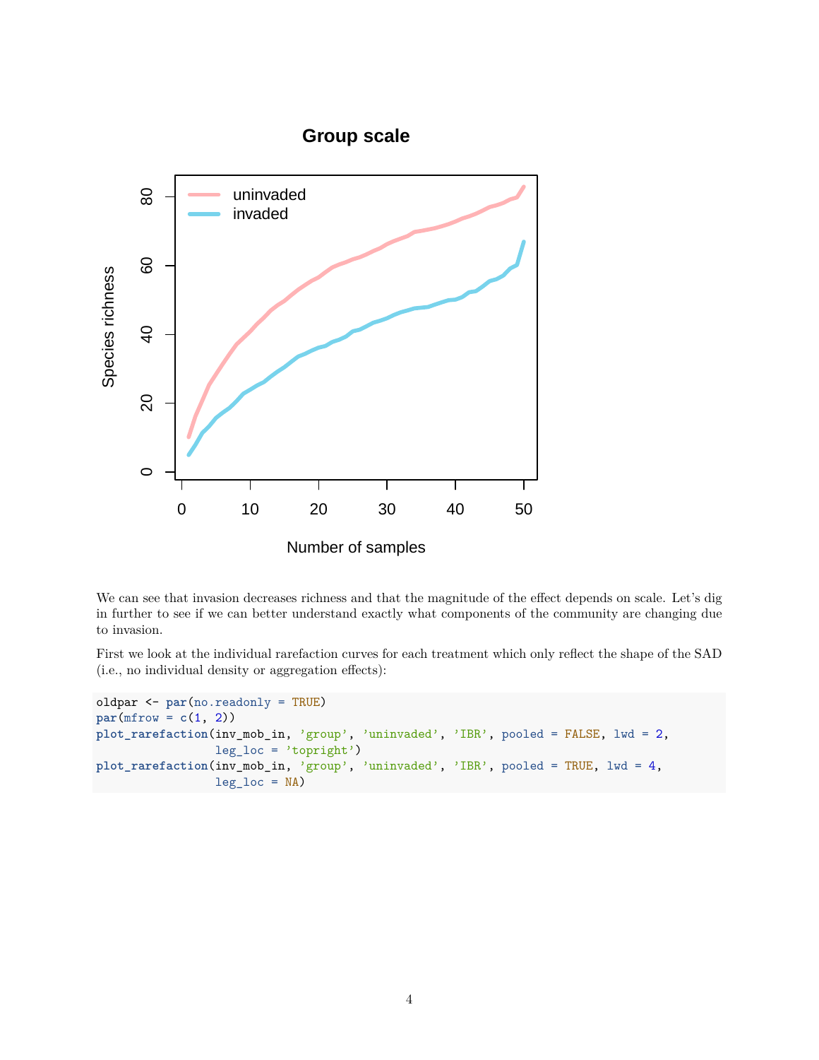We can see that invasion decreases richness and that the magnitude of the effect depends on scale. Let's dig in further to see if we can better understand exactly what components of the community are changing due to invasion.

First we look at the individual rarefaction curves for each treatment which only reflect the shape of the SAD (i.e., no individual density or aggregation effects):

```
oldpar <- par(no.readonly = TRUE)
par(mfrow = c(1, 2))
plot_rarefaction(inv_mob_in, 'group', 'uninvaded', 'IBR', pooled = FALSE, lwd = 2,
                 leg_loc = 'topright')
plot_rarefaction(inv_mob_in, 'group', 'uninvaded', 'IBR', pooled = TRUE, lwd = 4,
                 leg_loc = NA)
```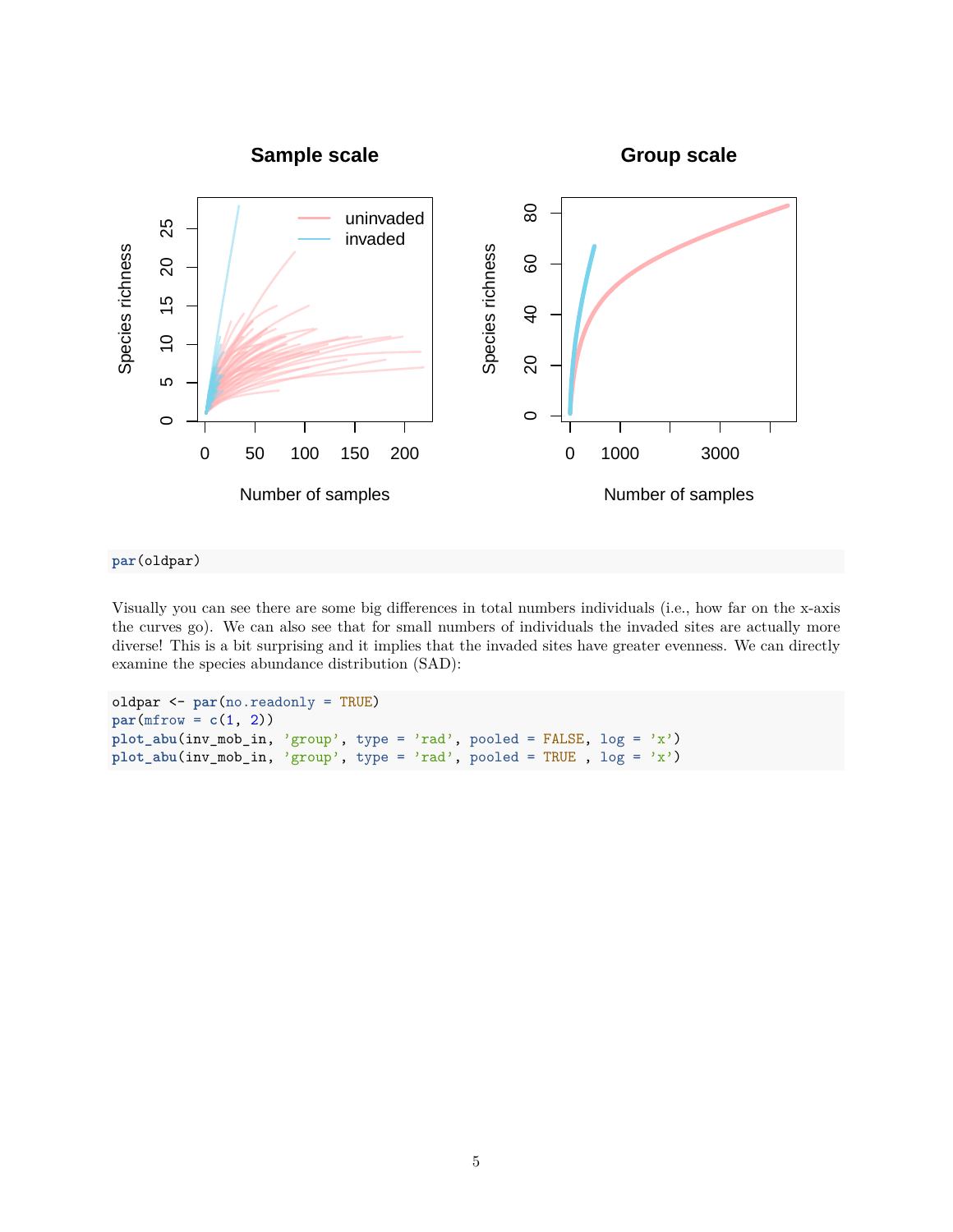```r
par(oldpar)
```

Visually you can see there are some big differences in total numbers individuals (i.e., how far on the x-axis the curves go). We can also see that for small numbers of individuals the invaded sites are actually more diverse! This is a bit surprising and it implies that the invaded sites have greater evenness. We can directly examine the species abundance distribution (SAD):

```r
oldpar <- par(no.readonly = TRUE)
par(mfrow = c(1, 2))
plot_abu(inv_mob_in, 'group', type = 'rad', pooled = FALSE, log = 'x')
plot_abu(inv_mob_in, 'group', type = 'rad', pooled = TRUE , log = 'x')
```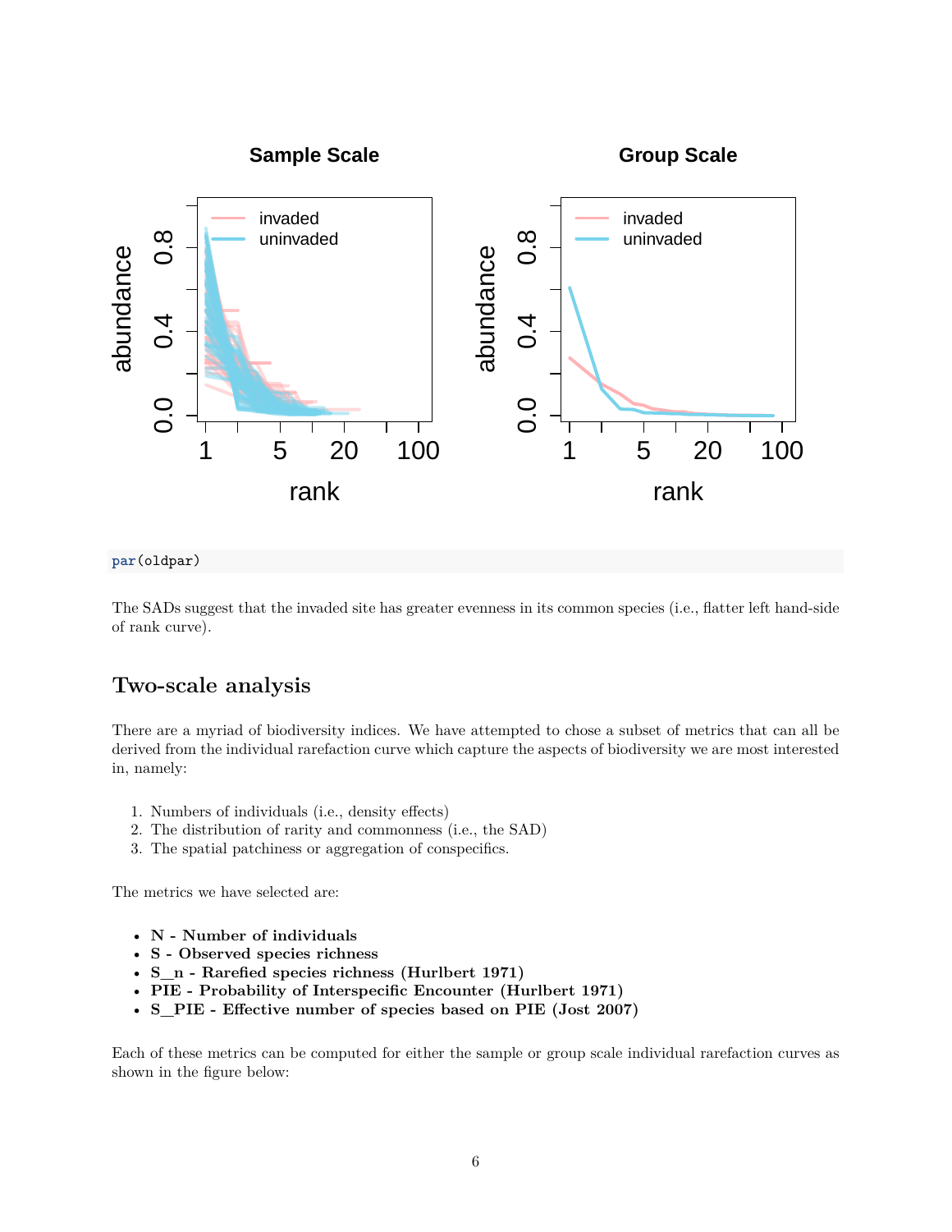```r
par(oldpar)
```

The SADs suggest that the invaded site has greater evenness in its common species (i.e., flatter left hand-side of rank curve).

## Two-scale analysis

There are a myriad of biodiversity indices. We have attempted to chose a subset of metrics that can all be derived from the individual rarefaction curve which capture the aspects of biodiversity we are most interested in, namely:

1. Numbers of individuals (i.e., density effects)
2. The distribution of rarity and commonness (i.e., the SAD)
3. The spatial patchiness or aggregation of conspecifics.

The metrics we have selected are:

- **N - Number of individuals**
- **S - Observed species richness**
- **S_n - Rarefied species richness (Hurlbert 1971)**
- **PIE - Probability of Interspecific Encounter (Hurlbert 1971)**
- **S_PIE - Effective number of species based on PIE (Jost 2007)**

Each of these metrics can be computed for either the sample or group scale individual rarefaction curves as shown in the figure below: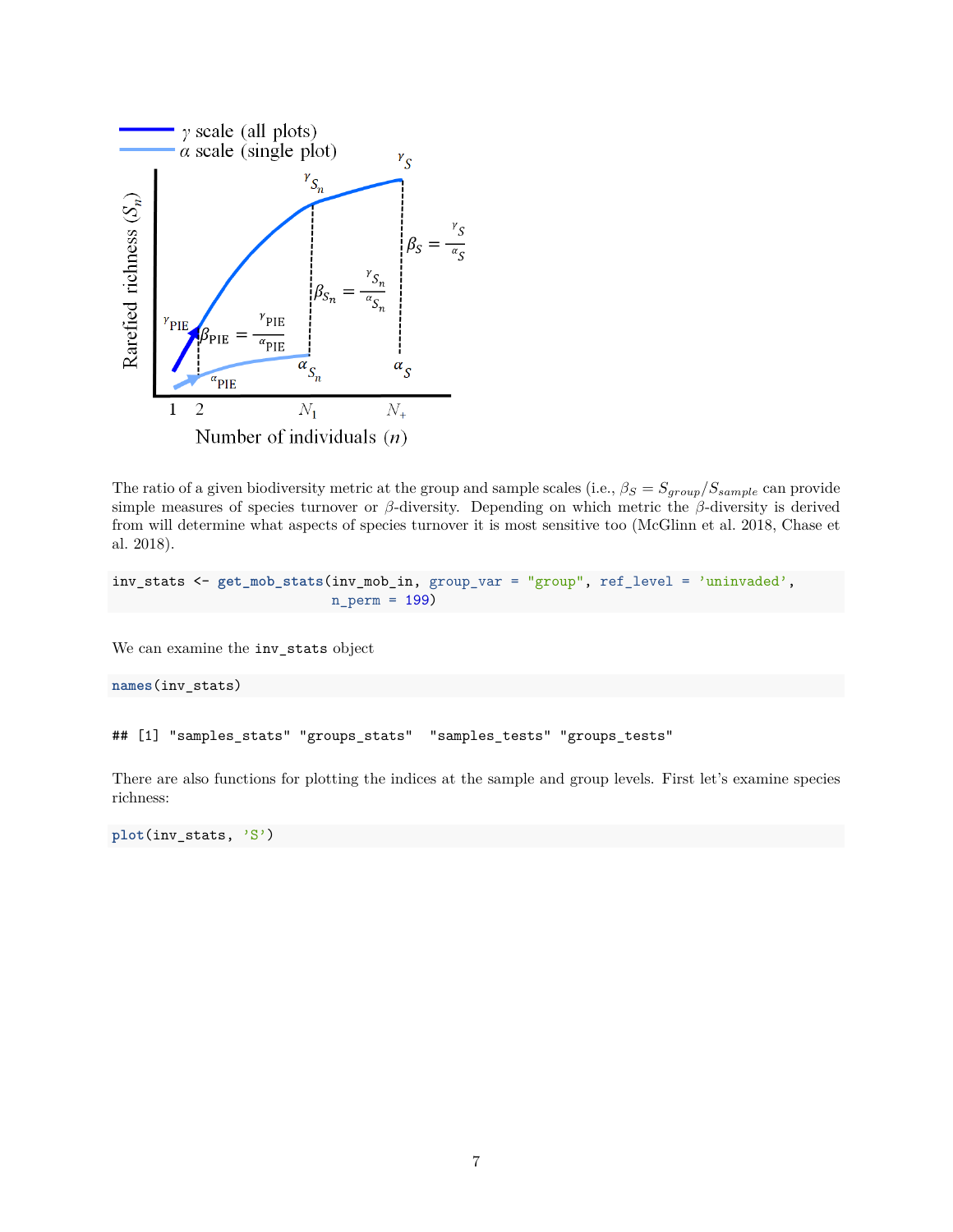The ratio of a given biodiversity metric at the group and sample scales (i.e., $\beta_S = S_{group}/S_{sample}$ can provide simple measures of species turnover or $\beta$-diversity. Depending on which metric the $\beta$-diversity is derived from will determine what aspects of species turnover it is most sensitive too (McGlinn et al. 2018, Chase et al. 2018).

```
inv_stats <- get_mob_stats(inv_mob_in, group_var = "group", ref_level = 'uninvaded',
                           n_perm = 199)
```

We can examine the `inv_stats` object

```
names(inv_stats)
```

```
## [1] "samples_stats" "groups_stats"  "samples_tests" "groups_tests"
```

There are also functions for plotting the indices at the sample and group levels. First let's examine species richness:

```
plot(inv_stats, 'S')
```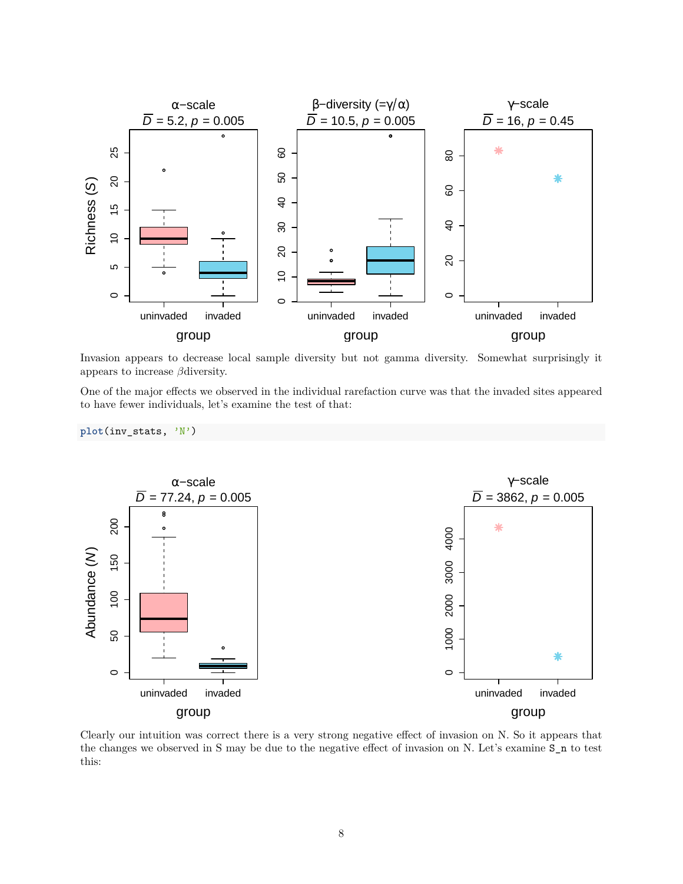Invasion appears to decrease local sample diversity but not gamma diversity. Somewhat surprisingly it appears to increase $\beta$diversity.

One of the major effects we observed in the individual rarefaction curve was that the invaded sites appeared to have fewer individuals, let's examine the test of that:

```
plot(inv_stats, 'N')
```

Clearly our intuition was correct there is a very strong negative effect of invasion on N. So it appears that the changes we observed in S may be due to the negative effect of invasion on N. Let's examine `S_n` to test this: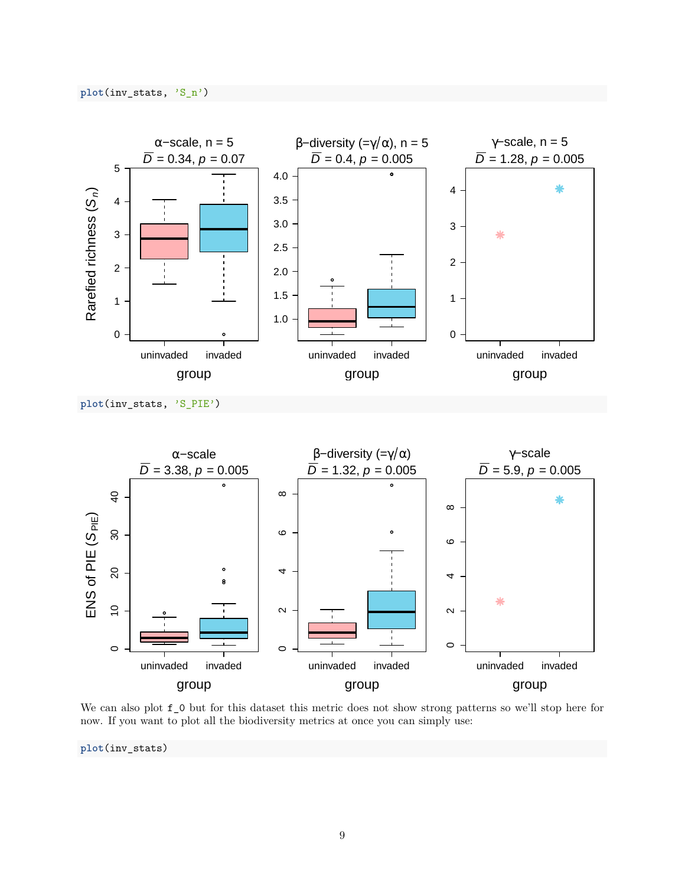```
plot(inv_stats, 'S_n')
```

```
plot(inv_stats, 'S_PIE')
```

We can also plot `f_0` but for this dataset this metric does not show strong patterns so we'll stop here for now. If you want to plot all the biodiversity metrics at once you can simply use:

```
plot(inv_stats)
```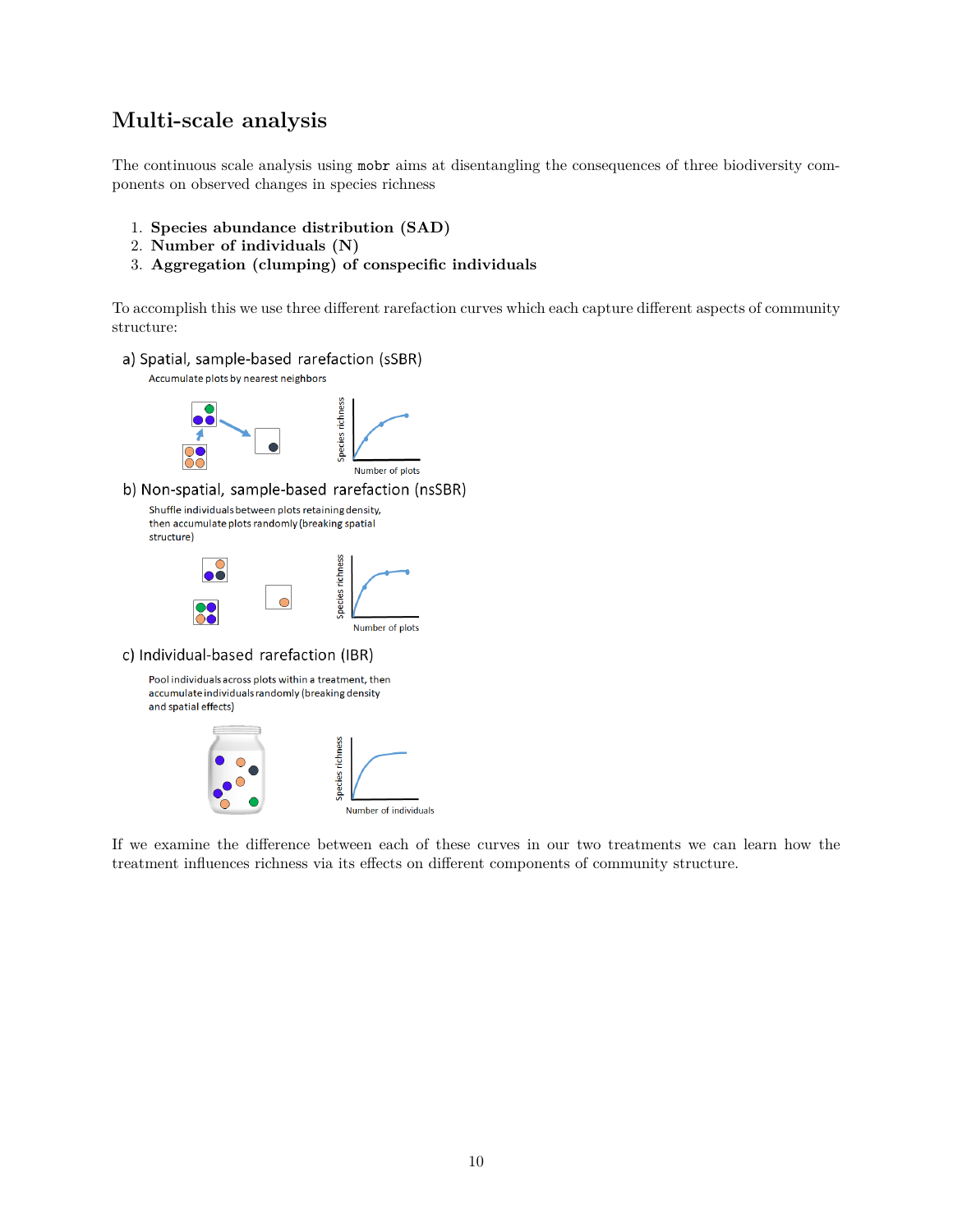# Multi-scale analysis

The continuous scale analysis using `mobr` aims at disentangling the consequences of three biodiversity components on observed changes in species richness

1. **Species abundance distribution (SAD)**
2. **Number of individuals (N)**
3. **Aggregation (clumping) of conspecific individuals**

To accomplish this we use three different rarefaction curves which each capture different aspects of community structure:

a) Spatial, sample-based rarefaction (sSBR)

Accumulate plots by nearest neighbors

b) Non-spatial, sample-based rarefaction (nsSBR)

Shuffle individuals between plots retaining density, then accumulate plots randomly (breaking spatial structure)

c) Individual-based rarefaction (IBR)

Pool individuals across plots within a treatment, then accumulate individuals randomly (breaking density and spatial effects)

If we examine the difference between each of these curves in our two treatments we can learn how the treatment influences richness via its effects on different components of community structure.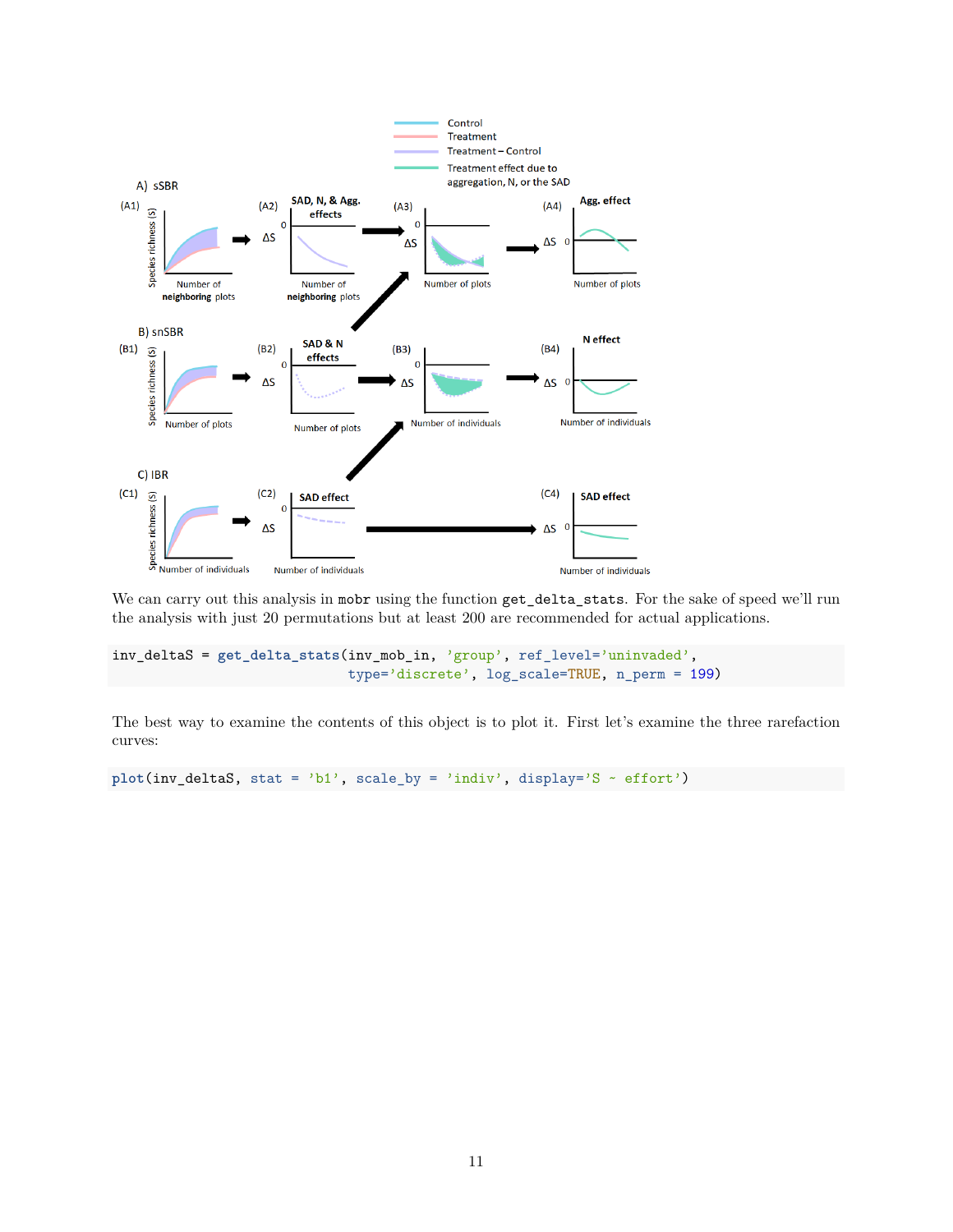We can carry out this analysis in mobr using the function get_delta_stats. For the sake of speed we'll run the analysis with just 20 permutations but at least 200 are recommended for actual applications.

```
inv_deltaS = get_delta_stats(inv_mob_in, 'group', ref_level='uninvaded',
                             type='discrete', log_scale=TRUE, n_perm = 199)
```

The best way to examine the contents of this object is to plot it. First let's examine the three rarefaction curves:

```
plot(inv_deltaS, stat = 'b1', scale_by = 'indiv', display='S ~ effort')
```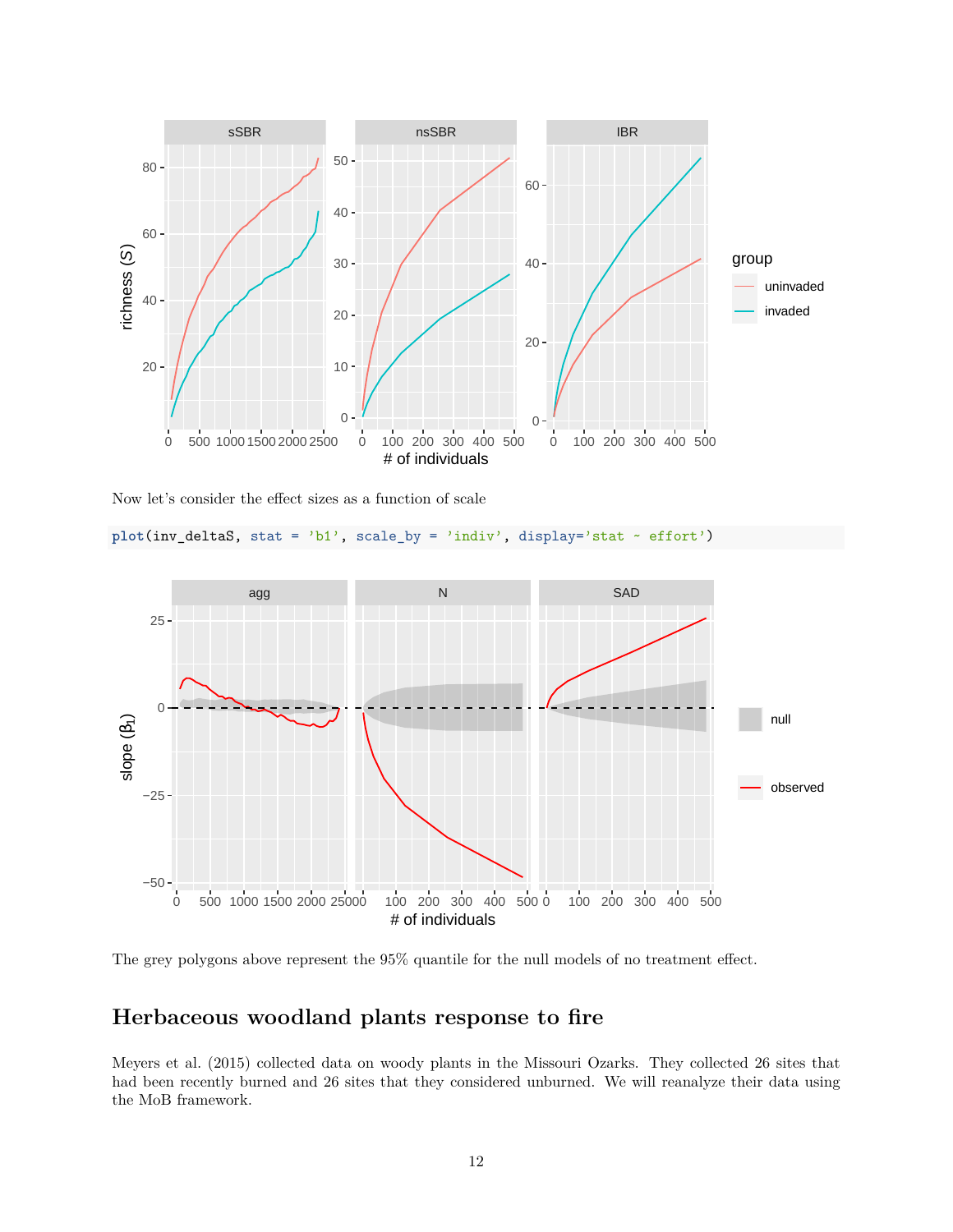Now let's consider the effect sizes as a function of scale

```
plot(inv_deltaS, stat = 'b1', scale_by = 'indiv', display='stat ~ effort')
```

The grey polygons above represent the 95% quantile for the null models of no treatment effect.

## Herbaceous woodland plants response to fire

Meyers et al. (2015) collected data on woody plants in the Missouri Ozarks. They collected 26 sites that had been recently burned and 26 sites that they considered unburned. We will reanalyze their data using the MoB framework.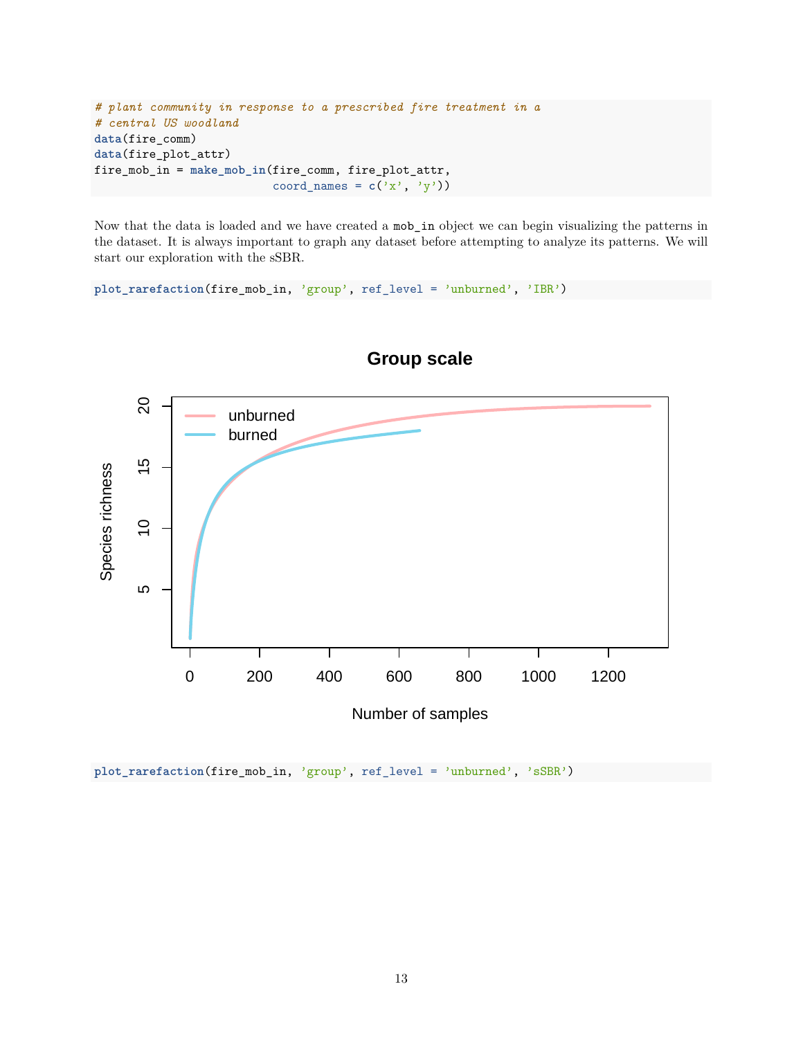```r
# plant community in response to a prescribed fire treatment in a
# central US woodland
data(fire_comm)
data(fire_plot_attr)
fire_mob_in = make_mob_in(fire_comm, fire_plot_attr,
                          coord_names = c('x', 'y'))
```

Now that the data is loaded and we have created a `mob_in` object we can begin visualizing the patterns in the dataset. It is always important to graph any dataset before attempting to analyze its patterns. We will start our exploration with the sSBR.

```r
plot_rarefaction(fire_mob_in, 'group', ref_level = 'unburned', 'IBR')
```

```r
plot_rarefaction(fire_mob_in, 'group', ref_level = 'unburned', 'sSBR')
```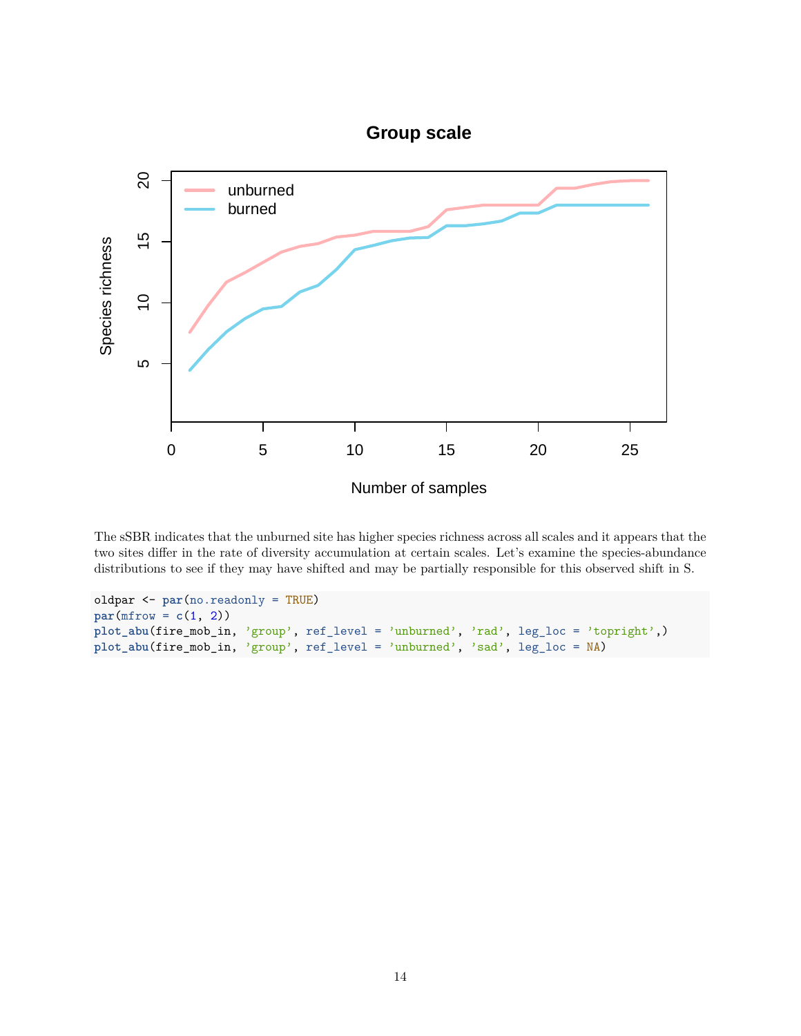The sSBR indicates that the unburned site has higher species richness across all scales and it appears that the two sites differ in the rate of diversity accumulation at certain scales. Let's examine the species-abundance distributions to see if they may have shifted and may be partially responsible for this observed shift in S.

```
oldpar <- par(no.readonly = TRUE)
par(mfrow = c(1, 2))
plot_abu(fire_mob_in, 'group', ref_level = 'unburned', 'rad', leg_loc = 'topright',)
plot_abu(fire_mob_in, 'group', ref_level = 'unburned', 'sad', leg_loc = NA)
```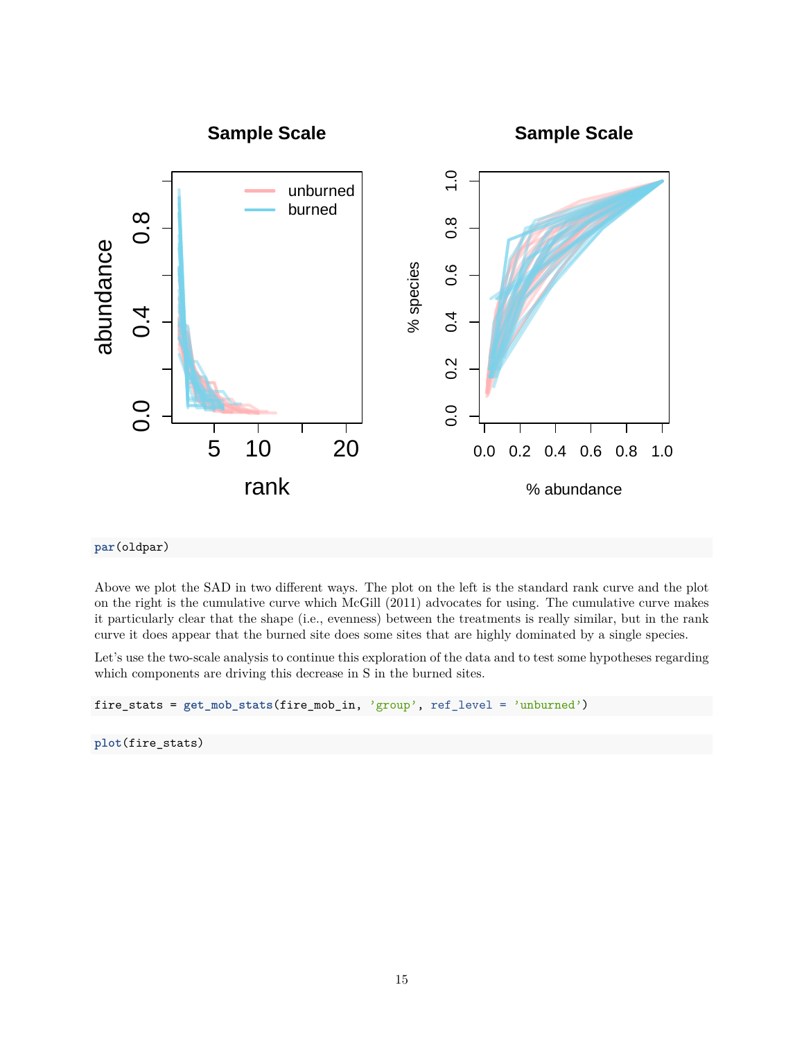```
par(oldpar)
```

Above we plot the SAD in two different ways. The plot on the left is the standard rank curve and the plot on the right is the cumulative curve which McGill (2011) advocates for using. The cumulative curve makes it particularly clear that the shape (i.e., evenness) between the treatments is really similar, but in the rank curve it does appear that the burned site does some sites that are highly dominated by a single species.

Let's use the two-scale analysis to continue this exploration of the data and to test some hypotheses regarding which components are driving this decrease in S in the burned sites.

```
fire_stats = get_mob_stats(fire_mob_in, 'group', ref_level = 'unburned')
```

```
plot(fire_stats)
```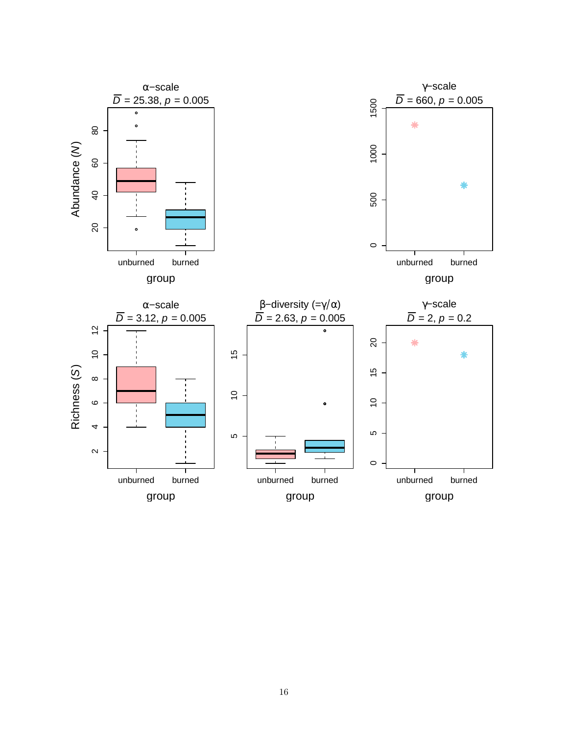α−scale
$\overline{D}$ = 25.38, $p$ = 0.005

γ−scale
$\overline{D}$ = 660, $p$ = 0.005

Abundance ($N$)

group

unburned burned

α−scale
$\overline{D}$ = 3.12, $p$ = 0.005

β−diversity (=γ/α)
$\overline{D}$ = 2.63, $p$ = 0.005

γ−scale
$\overline{D}$ = 2, $p$ = 0.2

Richness ($S$)

group

unburned burned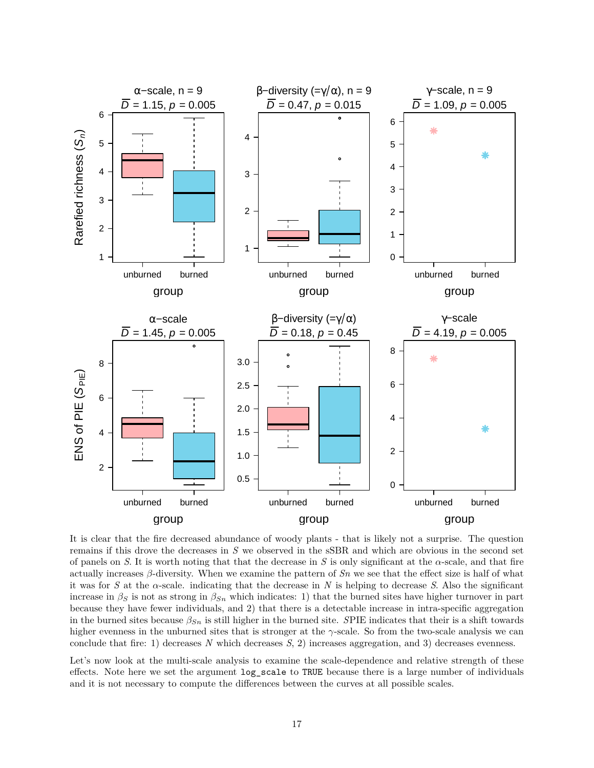It is clear that the fire decreased abundance of woody plants - that is likely not a surprise. The question remains if this drove the decreases in $S$ we observed in the sSBR and which are obvious in the second set of panels on $S$. It is worth noting that that the decrease in $S$ is only significant at the $\alpha$-scale, and that fire actually increases $\beta$-diversity. When we examine the pattern of $Sn$ we see that the effect size is half of what it was for $S$ at the $\alpha$-scale. indicating that the decrease in $N$ is helping to decrease $S$. Also the significant increase in $\beta_S$ is not as strong in $\beta_{Sn}$ which indicates: 1) that the burned sites have higher turnover in part because they have fewer individuals, and 2) that there is a detectable increase in intra-specific aggregation in the burned sites because $\beta_{Sn}$ is still higher in the burned site. $S$PIE indicates that their is a shift towards higher evenness in the unburned sites that is stronger at the $\gamma$-scale. So from the two-scale analysis we can conclude that fire: 1) decreases $N$ which decreases $S$, 2) increases aggregation, and 3) decreases evenness.

Let's now look at the multi-scale analysis to examine the scale-dependence and relative strength of these effects. Note here we set the argument `log_scale` to `TRUE` because there is a large number of individuals and it is not necessary to compute the differences between the curves at all possible scales.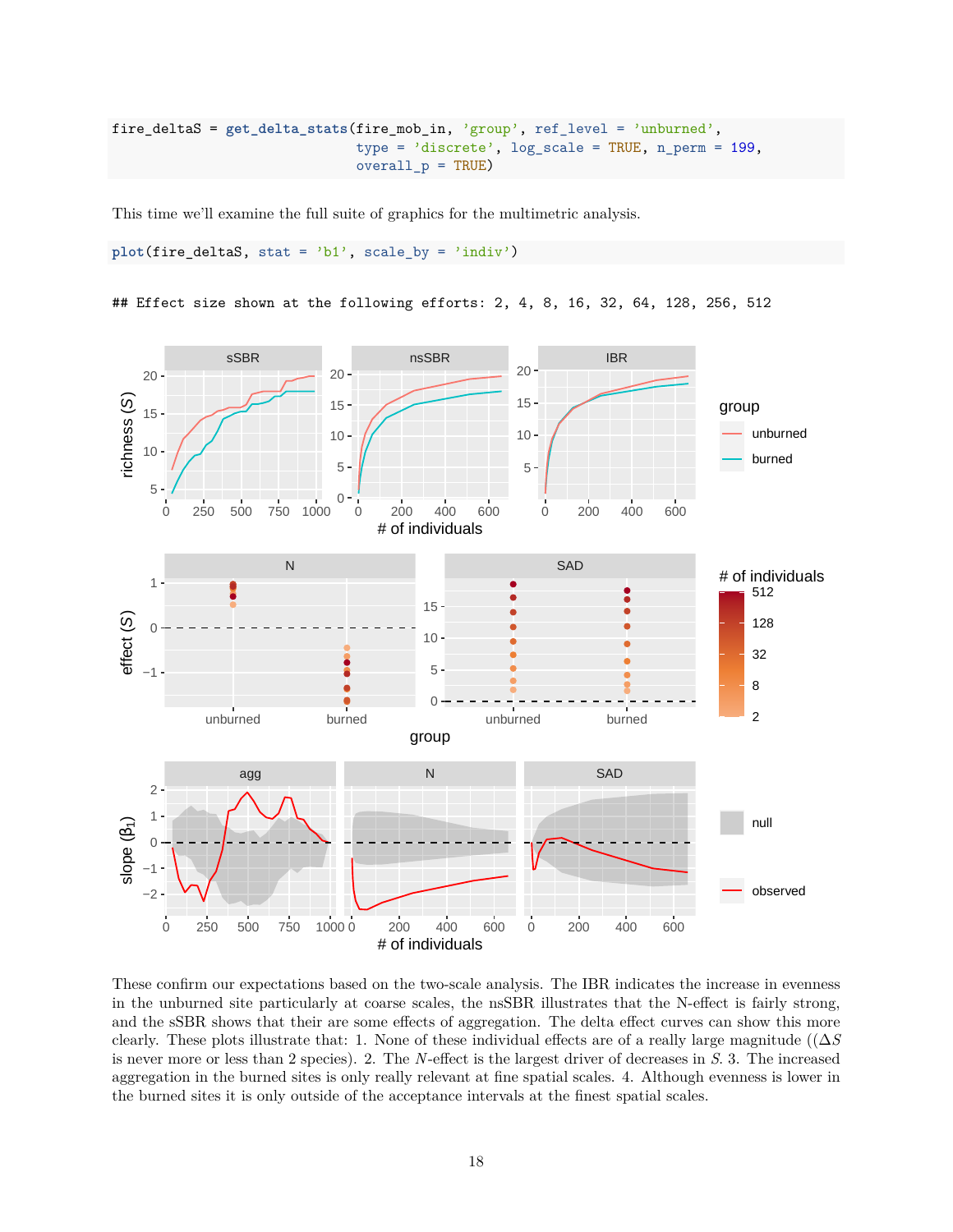```
fire_deltaS = get_delta_stats(fire_mob_in, 'group', ref_level = 'unburned',
                              type = 'discrete', log_scale = TRUE, n_perm = 199,
                              overall_p = TRUE)
```

This time we'll examine the full suite of graphics for the multimetric analysis.

```
plot(fire_deltaS, stat = 'b1', scale_by = 'indiv')
```

```
## Effect size shown at the following efforts: 2, 4, 8, 16, 32, 64, 128, 256, 512
```

These confirm our expectations based on the two-scale analysis. The IBR indicates the increase in evenness in the unburned site particularly at coarse scales, the nsSBR illustrates that the N-effect is fairly strong, and the sSBR shows that their are some effects of aggregation. The delta effect curves can show this more clearly. These plots illustrate that: 1. None of these individual effects are of a really large magnitude (($\Delta S$ is never more or less than 2 species). 2. The $N$-effect is the largest driver of decreases in $S$. 3. The increased aggregation in the burned sites is only really relevant at fine spatial scales. 4. Although evenness is lower in the burned sites it is only outside of the acceptance intervals at the finest spatial scales.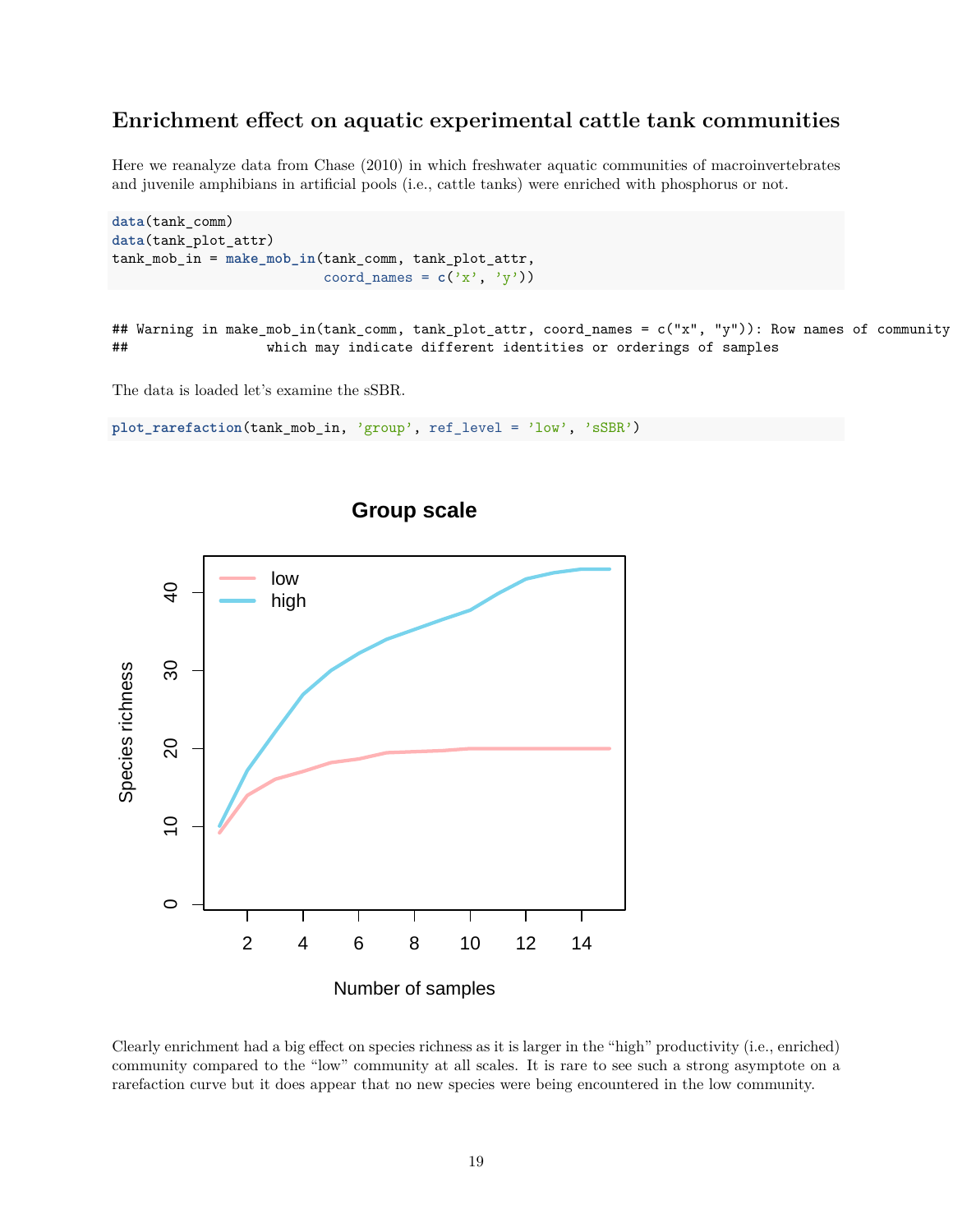### Enrichment effect on aquatic experimental cattle tank communities

Here we reanalyze data from Chase (2010) in which freshwater aquatic communities of macroinvertebrates and juvenile amphibians in artificial pools (i.e., cattle tanks) were enriched with phosphorus or not.

```
data(tank_comm)
data(tank_plot_attr)
tank_mob_in = make_mob_in(tank_comm, tank_plot_attr,
                          coord_names = c('x', 'y'))
```

```
## Warning in make_mob_in(tank_comm, tank_plot_attr, coord_names = c("x", "y")): Row names of community
##                  which may indicate different identities or orderings of samples
```

The data is loaded let's examine the sSBR.

```
plot_rarefaction(tank_mob_in, 'group', ref_level = 'low', 'sSBR')
```

Clearly enrichment had a big effect on species richness as it is larger in the "high" productivity (i.e., enriched) community compared to the "low" community at all scales. It is rare to see such a strong asymptote on a rarefaction curve but it does appear that no new species were being encountered in the low community.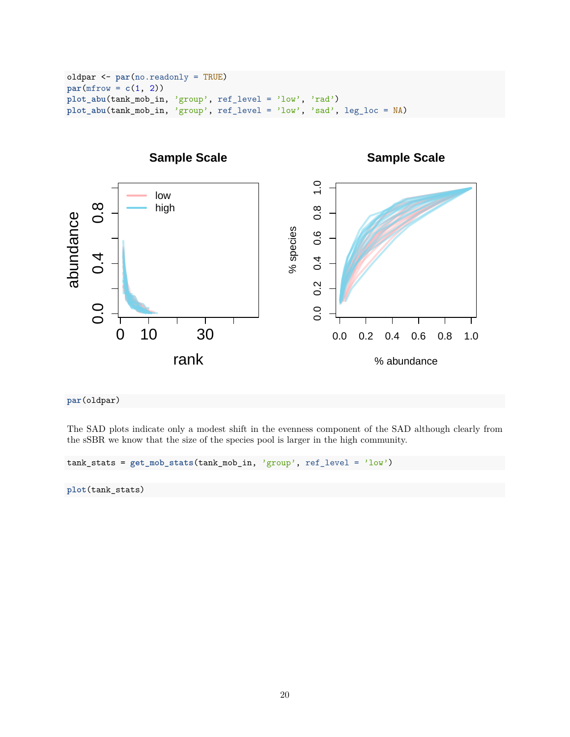```r
oldpar <- par(no.readonly = TRUE)
par(mfrow = c(1, 2))
plot_abu(tank_mob_in, 'group', ref_level = 'low', 'rad')
plot_abu(tank_mob_in, 'group', ref_level = 'low', 'sad', leg_loc = NA)
```

```r
par(oldpar)
```

The SAD plots indicate only a modest shift in the evenness component of the SAD although clearly from the sSBR we know that the size of the species pool is larger in the high community.

```r
tank_stats = get_mob_stats(tank_mob_in, 'group', ref_level = 'low')
```

```r
plot(tank_stats)
```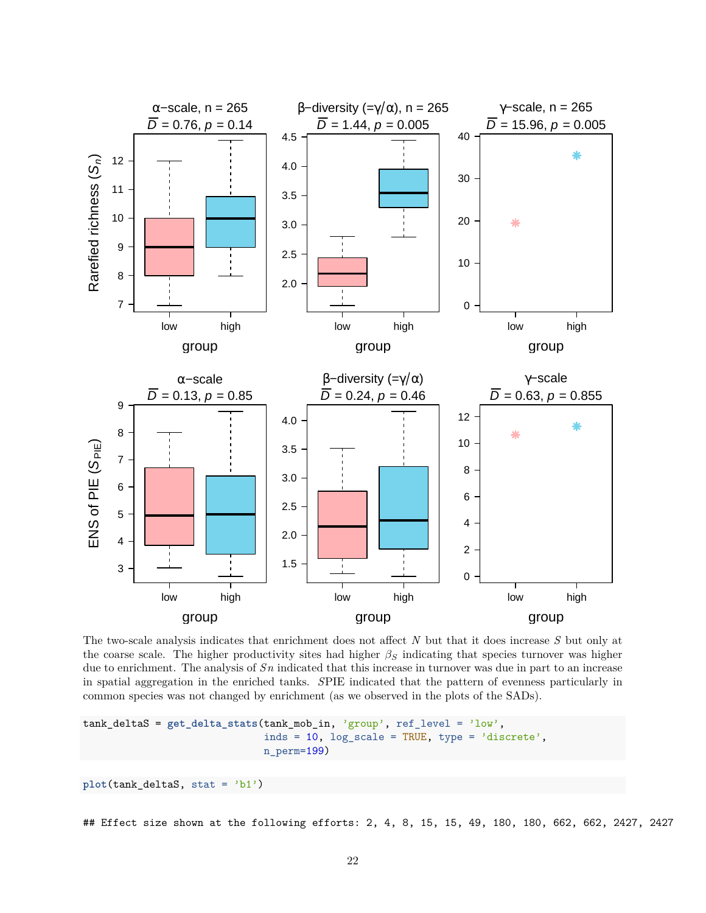The two-scale analysis indicates that enrichment does not affect $N$ but that it does increase $S$ but only at the coarse scale. The higher productivity sites had higher $\beta_S$ indicating that species turnover was higher due to enrichment. The analysis of $Sn$ indicated that this increase in turnover was due in part to an increase in spatial aggregation in the enriched tanks. $S$PIE indicated that the pattern of evenness particularly in common species was not changed by enrichment (as we observed in the plots of the SADs).

```
tank_deltaS = get_delta_stats(tank_mob_in, 'group', ref_level = 'low',
                              inds = 10, log_scale = TRUE, type = 'discrete',
                              n_perm=199)
```

```
plot(tank_deltaS, stat = 'b1')
```

```
## Effect size shown at the following efforts: 2, 4, 8, 15, 15, 49, 180, 180, 662, 662, 2427, 2427
```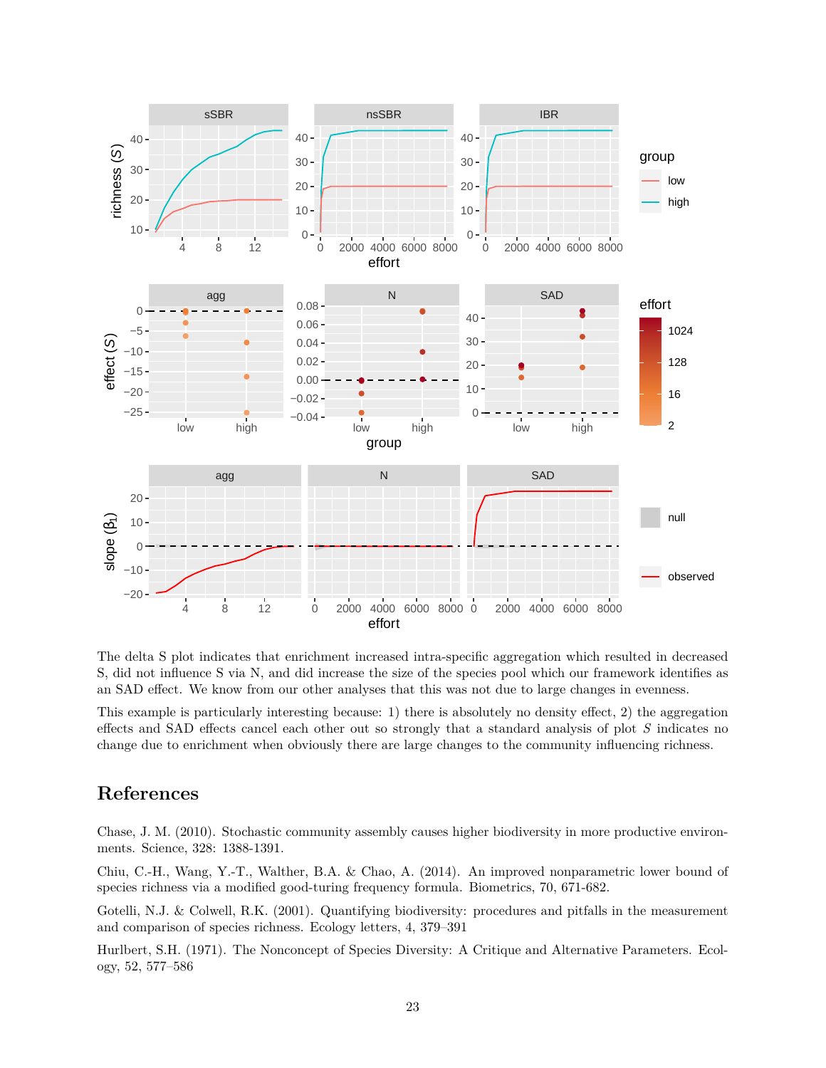The delta S plot indicates that enrichment increased intra-specific aggregation which resulted in decreased S, did not influence S via N, and did increase the size of the species pool which our framework identifies as an SAD effect. We know from our other analyses that this was not due to large changes in evenness.

This example is particularly interesting because: 1) there is absolutely no density effect, 2) the aggregation effects and SAD effects cancel each other out so strongly that a standard analysis of plot $S$ indicates no change due to enrichment when obviously there are large changes to the community influencing richness.

# References

Chase, J. M. (2010). Stochastic community assembly causes higher biodiversity in more productive environments. Science, 328: 1388-1391.

Chiu, C.-H., Wang, Y.-T., Walther, B.A. & Chao, A. (2014). An improved nonparametric lower bound of species richness via a modified good-turing frequency formula. Biometrics, 70, 671-682.

Gotelli, N.J. & Colwell, R.K. (2001). Quantifying biodiversity: procedures and pitfalls in the measurement and comparison of species richness. Ecology letters, 4, 379–391

Hurlbert, S.H. (1971). The Nonconcept of Species Diversity: A Critique and Alternative Parameters. Ecology, 52, 577–586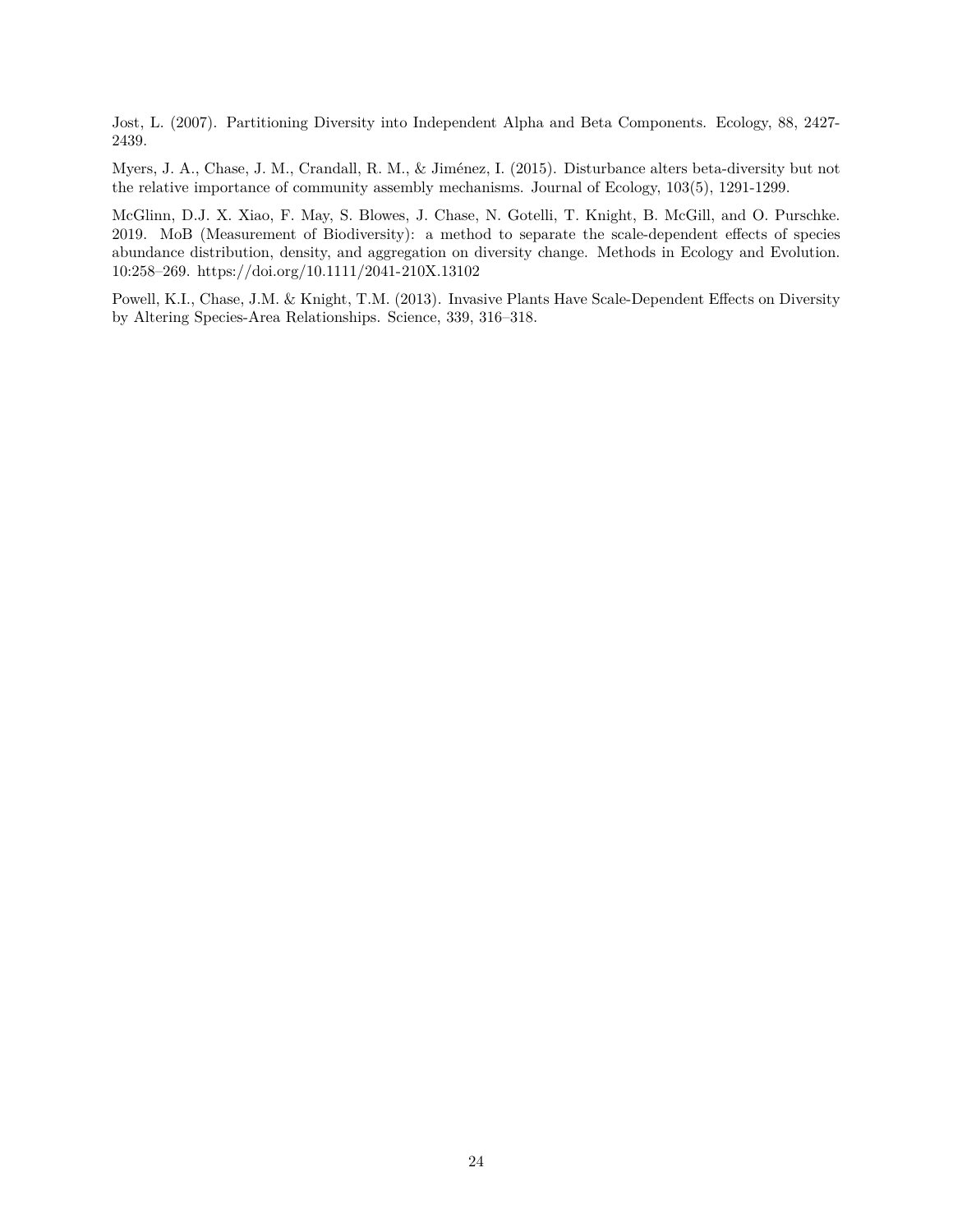Jost, L. (2007). Partitioning Diversity into Independent Alpha and Beta Components. Ecology, 88, 2427-2439.

Myers, J. A., Chase, J. M., Crandall, R. M., & Jiménez, I. (2015). Disturbance alters beta-diversity but not the relative importance of community assembly mechanisms. Journal of Ecology, 103(5), 1291-1299.

McGlinn, D.J. X. Xiao, F. May, S. Blowes, J. Chase, N. Gotelli, T. Knight, B. McGill, and O. Purschke. 2019. MoB (Measurement of Biodiversity): a method to separate the scale-dependent effects of species abundance distribution, density, and aggregation on diversity change. Methods in Ecology and Evolution. 10:258–269. https://doi.org/10.1111/2041-210X.13102

Powell, K.I., Chase, J.M. & Knight, T.M. (2013). Invasive Plants Have Scale-Dependent Effects on Diversity by Altering Species-Area Relationships. Science, 339, 316–318.